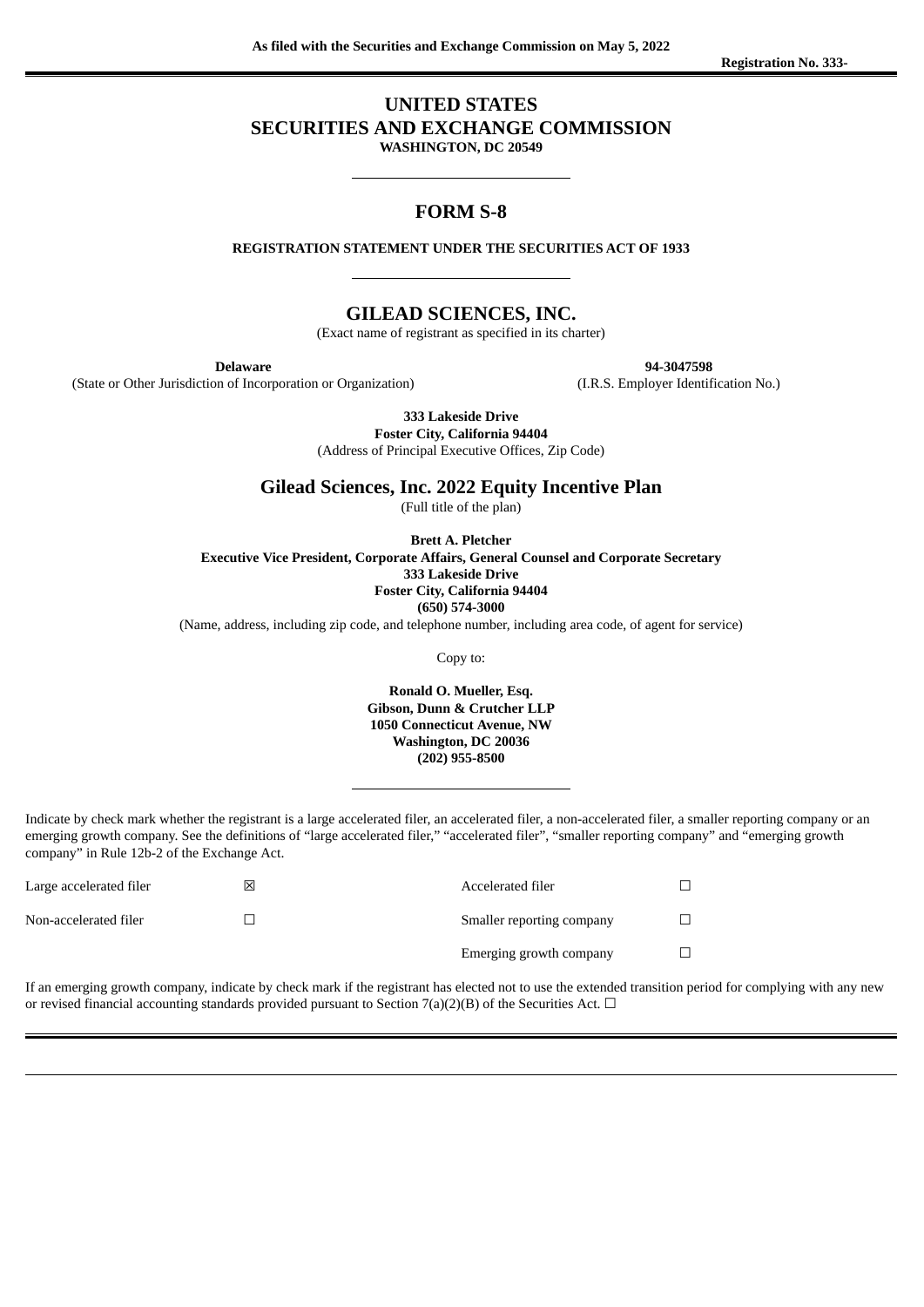As filed with the Securities and Exchange Commission on May 5, 2022

Registration No. 333-

# UNITED STATES
# SECURITIES AND EXCHANGE COMMISSION
**WASHINGTON, DC 20549**

---

## FORM S-8

**REGISTRATION STATEMENT UNDER THE SECURITIES ACT OF 1933**

---

## GILEAD SCIENCES, INC.

(Exact name of registrant as specified in its charter)

| **Delaware** | **94-3047598** |
|---|---|
| (State or Other Jurisdiction of Incorporation or Organization) | (I.R.S. Employer Identification No.) |

**333 Lakeside Drive**
**Foster City, California 94404**
(Address of Principal Executive Offices, Zip Code)

## Gilead Sciences, Inc. 2022 Equity Incentive Plan

(Full title of the plan)

**Brett A. Pletcher**
**Executive Vice President, Corporate Affairs, General Counsel and Corporate Secretary**
**333 Lakeside Drive**
**Foster City, California 94404**
**(650) 574-3000**
(Name, address, including zip code, and telephone number, including area code, of agent for service)

Copy to:

**Ronald O. Mueller, Esq.**
**Gibson, Dunn & Crutcher LLP**
**1050 Connecticut Avenue, NW**
**Washington, DC 20036**
**(202) 955-8500**

---

Indicate by check mark whether the registrant is a large accelerated filer, an accelerated filer, a non-accelerated filer, a smaller reporting company or an emerging growth company. See the definitions of "large accelerated filer," "accelerated filer", "smaller reporting company" and "emerging growth company" in Rule 12b-2 of the Exchange Act.

| | | | |
|---|---|---|---|
| Large accelerated filer | ☒ | Accelerated filer | ☐ |
| Non-accelerated filer | ☐ | Smaller reporting company | ☐ |
| | | Emerging growth company | ☐ |

If an emerging growth company, indicate by check mark if the registrant has elected not to use the extended transition period for complying with any new or revised financial accounting standards provided pursuant to Section 7(a)(2)(B) of the Securities Act. ☐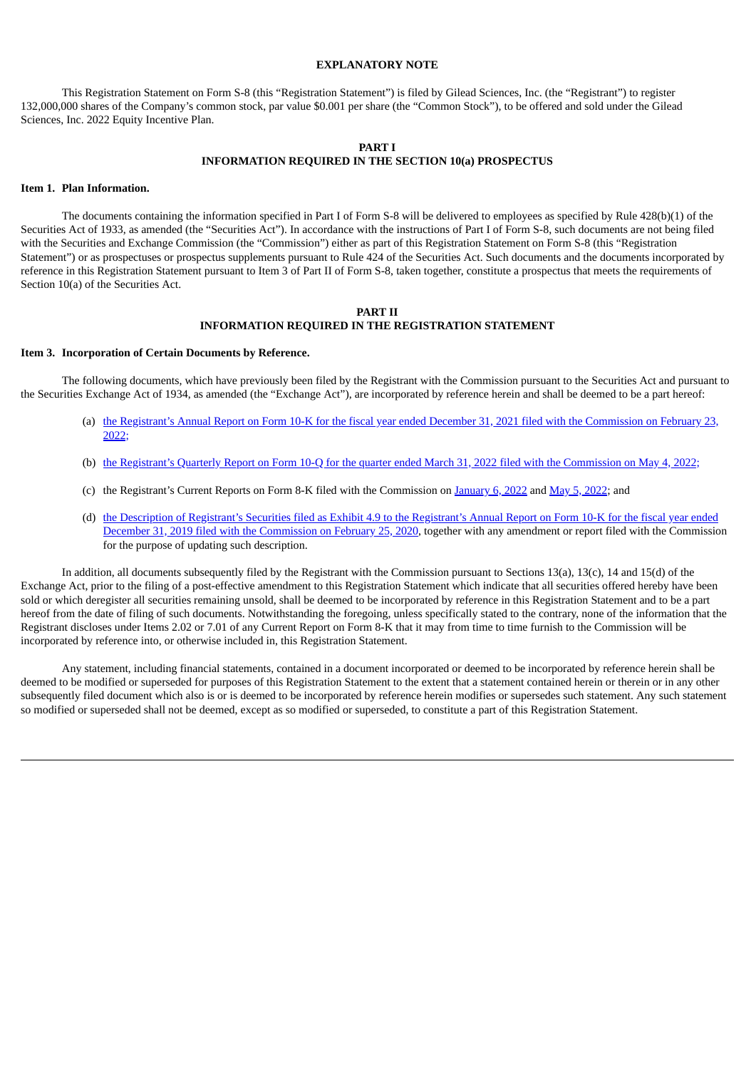## EXPLANATORY NOTE

This Registration Statement on Form S-8 (this "Registration Statement") is filed by Gilead Sciences, Inc. (the "Registrant") to register 132,000,000 shares of the Company's common stock, par value $0.001 per share (the "Common Stock"), to be offered and sold under the Gilead Sciences, Inc. 2022 Equity Incentive Plan.

## PART I
## INFORMATION REQUIRED IN THE SECTION 10(a) PROSPECTUS

### Item 1. Plan Information.

The documents containing the information specified in Part I of Form S-8 will be delivered to employees as specified by Rule 428(b)(1) of the Securities Act of 1933, as amended (the "Securities Act"). In accordance with the instructions of Part I of Form S-8, such documents are not being filed with the Securities and Exchange Commission (the "Commission") either as part of this Registration Statement on Form S-8 (this "Registration Statement") or as prospectuses or prospectus supplements pursuant to Rule 424 of the Securities Act. Such documents and the documents incorporated by reference in this Registration Statement pursuant to Item 3 of Part II of Form S-8, taken together, constitute a prospectus that meets the requirements of Section 10(a) of the Securities Act.

## PART II
## INFORMATION REQUIRED IN THE REGISTRATION STATEMENT

### Item 3. Incorporation of Certain Documents by Reference.

The following documents, which have previously been filed by the Registrant with the Commission pursuant to the Securities Act and pursuant to the Securities Exchange Act of 1934, as amended (the "Exchange Act"), are incorporated by reference herein and shall be deemed to be a part hereof:

(a) the Registrant's Annual Report on Form 10-K for the fiscal year ended December 31, 2021 filed with the Commission on February 23, 2022;

(b) the Registrant's Quarterly Report on Form 10-Q for the quarter ended March 31, 2022 filed with the Commission on May 4, 2022;

(c) the Registrant's Current Reports on Form 8-K filed with the Commission on January 6, 2022 and May 5, 2022; and

(d) the Description of Registrant's Securities filed as Exhibit 4.9 to the Registrant's Annual Report on Form 10-K for the fiscal year ended December 31, 2019 filed with the Commission on February 25, 2020, together with any amendment or report filed with the Commission for the purpose of updating such description.

In addition, all documents subsequently filed by the Registrant with the Commission pursuant to Sections 13(a), 13(c), 14 and 15(d) of the Exchange Act, prior to the filing of a post-effective amendment to this Registration Statement which indicate that all securities offered hereby have been sold or which deregister all securities remaining unsold, shall be deemed to be incorporated by reference in this Registration Statement and to be a part hereof from the date of filing of such documents. Notwithstanding the foregoing, unless specifically stated to the contrary, none of the information that the Registrant discloses under Items 2.02 or 7.01 of any Current Report on Form 8-K that it may from time to time furnish to the Commission will be incorporated by reference into, or otherwise included in, this Registration Statement.

Any statement, including financial statements, contained in a document incorporated or deemed to be incorporated by reference herein shall be deemed to be modified or superseded for purposes of this Registration Statement to the extent that a statement contained herein or therein or in any other subsequently filed document which also is or is deemed to be incorporated by reference herein modifies or supersedes such statement. Any such statement so modified or superseded shall not be deemed, except as so modified or superseded, to constitute a part of this Registration Statement.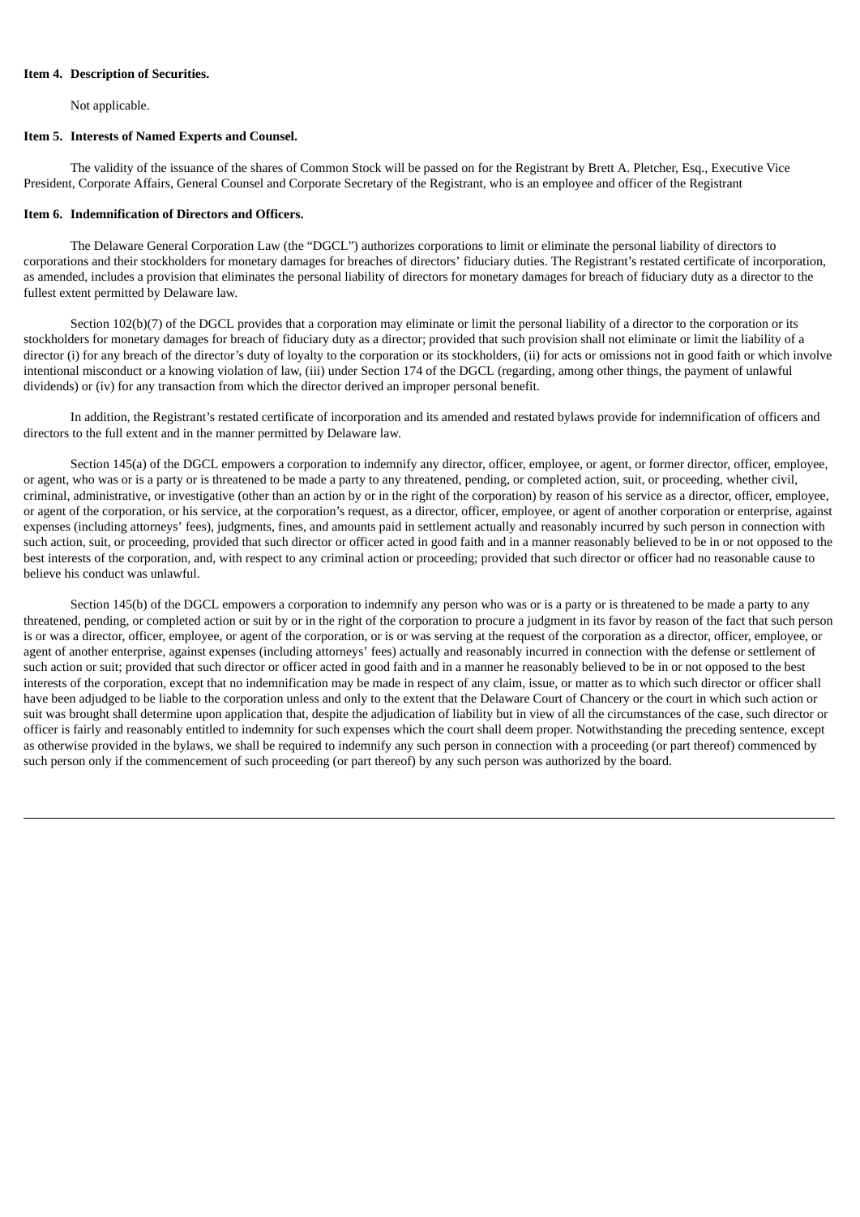**Item 4. Description of Securities.**

Not applicable.

**Item 5. Interests of Named Experts and Counsel.**

The validity of the issuance of the shares of Common Stock will be passed on for the Registrant by Brett A. Pletcher, Esq., Executive Vice President, Corporate Affairs, General Counsel and Corporate Secretary of the Registrant, who is an employee and officer of the Registrant

**Item 6. Indemnification of Directors and Officers.**

The Delaware General Corporation Law (the "DGCL") authorizes corporations to limit or eliminate the personal liability of directors to corporations and their stockholders for monetary damages for breaches of directors' fiduciary duties. The Registrant's restated certificate of incorporation, as amended, includes a provision that eliminates the personal liability of directors for monetary damages for breach of fiduciary duty as a director to the fullest extent permitted by Delaware law.

Section 102(b)(7) of the DGCL provides that a corporation may eliminate or limit the personal liability of a director to the corporation or its stockholders for monetary damages for breach of fiduciary duty as a director; provided that such provision shall not eliminate or limit the liability of a director (i) for any breach of the director's duty of loyalty to the corporation or its stockholders, (ii) for acts or omissions not in good faith or which involve intentional misconduct or a knowing violation of law, (iii) under Section 174 of the DGCL (regarding, among other things, the payment of unlawful dividends) or (iv) for any transaction from which the director derived an improper personal benefit.

In addition, the Registrant's restated certificate of incorporation and its amended and restated bylaws provide for indemnification of officers and directors to the full extent and in the manner permitted by Delaware law.

Section 145(a) of the DGCL empowers a corporation to indemnify any director, officer, employee, or agent, or former director, officer, employee, or agent, who was or is a party or is threatened to be made a party to any threatened, pending, or completed action, suit, or proceeding, whether civil, criminal, administrative, or investigative (other than an action by or in the right of the corporation) by reason of his service as a director, officer, employee, or agent of the corporation, or his service, at the corporation's request, as a director, officer, employee, or agent of another corporation or enterprise, against expenses (including attorneys' fees), judgments, fines, and amounts paid in settlement actually and reasonably incurred by such person in connection with such action, suit, or proceeding, provided that such director or officer acted in good faith and in a manner reasonably believed to be in or not opposed to the best interests of the corporation, and, with respect to any criminal action or proceeding; provided that such director or officer had no reasonable cause to believe his conduct was unlawful.

Section 145(b) of the DGCL empowers a corporation to indemnify any person who was or is a party or is threatened to be made a party to any threatened, pending, or completed action or suit by or in the right of the corporation to procure a judgment in its favor by reason of the fact that such person is or was a director, officer, employee, or agent of the corporation, or is or was serving at the request of the corporation as a director, officer, employee, or agent of another enterprise, against expenses (including attorneys' fees) actually and reasonably incurred in connection with the defense or settlement of such action or suit; provided that such director or officer acted in good faith and in a manner he reasonably believed to be in or not opposed to the best interests of the corporation, except that no indemnification may be made in respect of any claim, issue, or matter as to which such director or officer shall have been adjudged to be liable to the corporation unless and only to the extent that the Delaware Court of Chancery or the court in which such action or suit was brought shall determine upon application that, despite the adjudication of liability but in view of all the circumstances of the case, such director or officer is fairly and reasonably entitled to indemnity for such expenses which the court shall deem proper. Notwithstanding the preceding sentence, except as otherwise provided in the bylaws, we shall be required to indemnify any such person in connection with a proceeding (or part thereof) commenced by such person only if the commencement of such proceeding (or part thereof) by any such person was authorized by the board.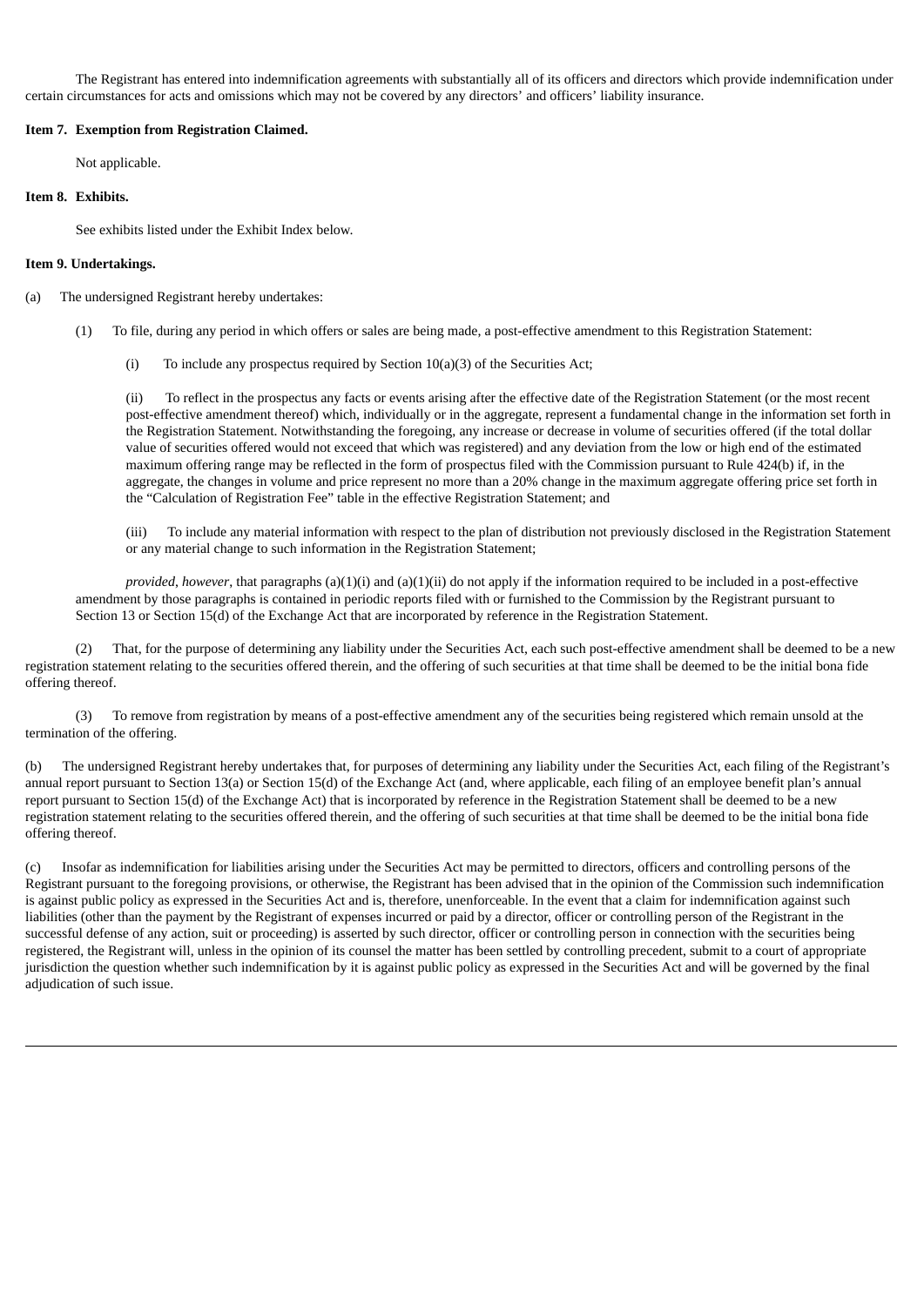The Registrant has entered into indemnification agreements with substantially all of its officers and directors which provide indemnification under certain circumstances for acts and omissions which may not be covered by any directors' and officers' liability insurance.

**Item 7. Exemption from Registration Claimed.**

Not applicable.

**Item 8. Exhibits.**

See exhibits listed under the Exhibit Index below.

**Item 9. Undertakings.**

(a) The undersigned Registrant hereby undertakes:

(1) To file, during any period in which offers or sales are being made, a post-effective amendment to this Registration Statement:

(i) To include any prospectus required by Section 10(a)(3) of the Securities Act;

(ii) To reflect in the prospectus any facts or events arising after the effective date of the Registration Statement (or the most recent post-effective amendment thereof) which, individually or in the aggregate, represent a fundamental change in the information set forth in the Registration Statement. Notwithstanding the foregoing, any increase or decrease in volume of securities offered (if the total dollar value of securities offered would not exceed that which was registered) and any deviation from the low or high end of the estimated maximum offering range may be reflected in the form of prospectus filed with the Commission pursuant to Rule 424(b) if, in the aggregate, the changes in volume and price represent no more than a 20% change in the maximum aggregate offering price set forth in the "Calculation of Registration Fee" table in the effective Registration Statement; and

(iii) To include any material information with respect to the plan of distribution not previously disclosed in the Registration Statement or any material change to such information in the Registration Statement;

*provided*, *however*, that paragraphs (a)(1)(i) and (a)(1)(ii) do not apply if the information required to be included in a post-effective amendment by those paragraphs is contained in periodic reports filed with or furnished to the Commission by the Registrant pursuant to Section 13 or Section 15(d) of the Exchange Act that are incorporated by reference in the Registration Statement.

(2) That, for the purpose of determining any liability under the Securities Act, each such post-effective amendment shall be deemed to be a new registration statement relating to the securities offered therein, and the offering of such securities at that time shall be deemed to be the initial bona fide offering thereof.

(3) To remove from registration by means of a post-effective amendment any of the securities being registered which remain unsold at the termination of the offering.

(b) The undersigned Registrant hereby undertakes that, for purposes of determining any liability under the Securities Act, each filing of the Registrant's annual report pursuant to Section 13(a) or Section 15(d) of the Exchange Act (and, where applicable, each filing of an employee benefit plan's annual report pursuant to Section 15(d) of the Exchange Act) that is incorporated by reference in the Registration Statement shall be deemed to be a new registration statement relating to the securities offered therein, and the offering of such securities at that time shall be deemed to be the initial bona fide offering thereof.

(c) Insofar as indemnification for liabilities arising under the Securities Act may be permitted to directors, officers and controlling persons of the Registrant pursuant to the foregoing provisions, or otherwise, the Registrant has been advised that in the opinion of the Commission such indemnification is against public policy as expressed in the Securities Act and is, therefore, unenforceable. In the event that a claim for indemnification against such liabilities (other than the payment by the Registrant of expenses incurred or paid by a director, officer or controlling person of the Registrant in the successful defense of any action, suit or proceeding) is asserted by such director, officer or controlling person in connection with the securities being registered, the Registrant will, unless in the opinion of its counsel the matter has been settled by controlling precedent, submit to a court of appropriate jurisdiction the question whether such indemnification by it is against public policy as expressed in the Securities Act and will be governed by the final adjudication of such issue.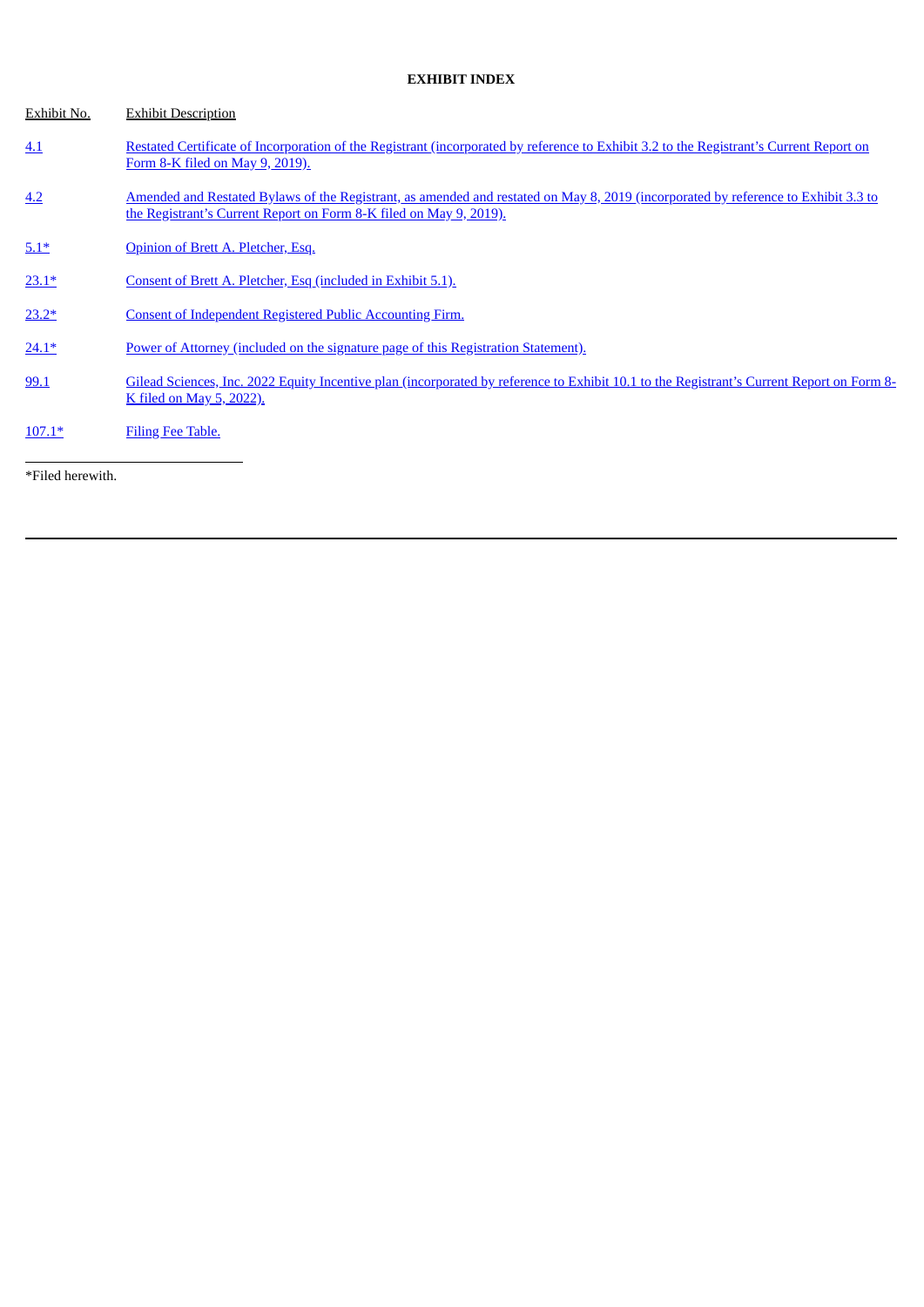**EXHIBIT INDEX**

| Exhibit No. | Exhibit Description |
| --- | --- |
| 4.1 | Restated Certificate of Incorporation of the Registrant (incorporated by reference to Exhibit 3.2 to the Registrant's Current Report on Form 8-K filed on May 9, 2019). |
| 4.2 | Amended and Restated Bylaws of the Registrant, as amended and restated on May 8, 2019 (incorporated by reference to Exhibit 3.3 to the Registrant's Current Report on Form 8-K filed on May 9, 2019). |
| 5.1* | Opinion of Brett A. Pletcher, Esq. |
| 23.1* | Consent of Brett A. Pletcher, Esq (included in Exhibit 5.1). |
| 23.2* | Consent of Independent Registered Public Accounting Firm. |
| 24.1* | Power of Attorney (included on the signature page of this Registration Statement). |
| 99.1 | Gilead Sciences, Inc. 2022 Equity Incentive plan (incorporated by reference to Exhibit 10.1 to the Registrant's Current Report on Form 8-K filed on May 5, 2022). |
| 107.1* | Filing Fee Table. |

*Filed herewith.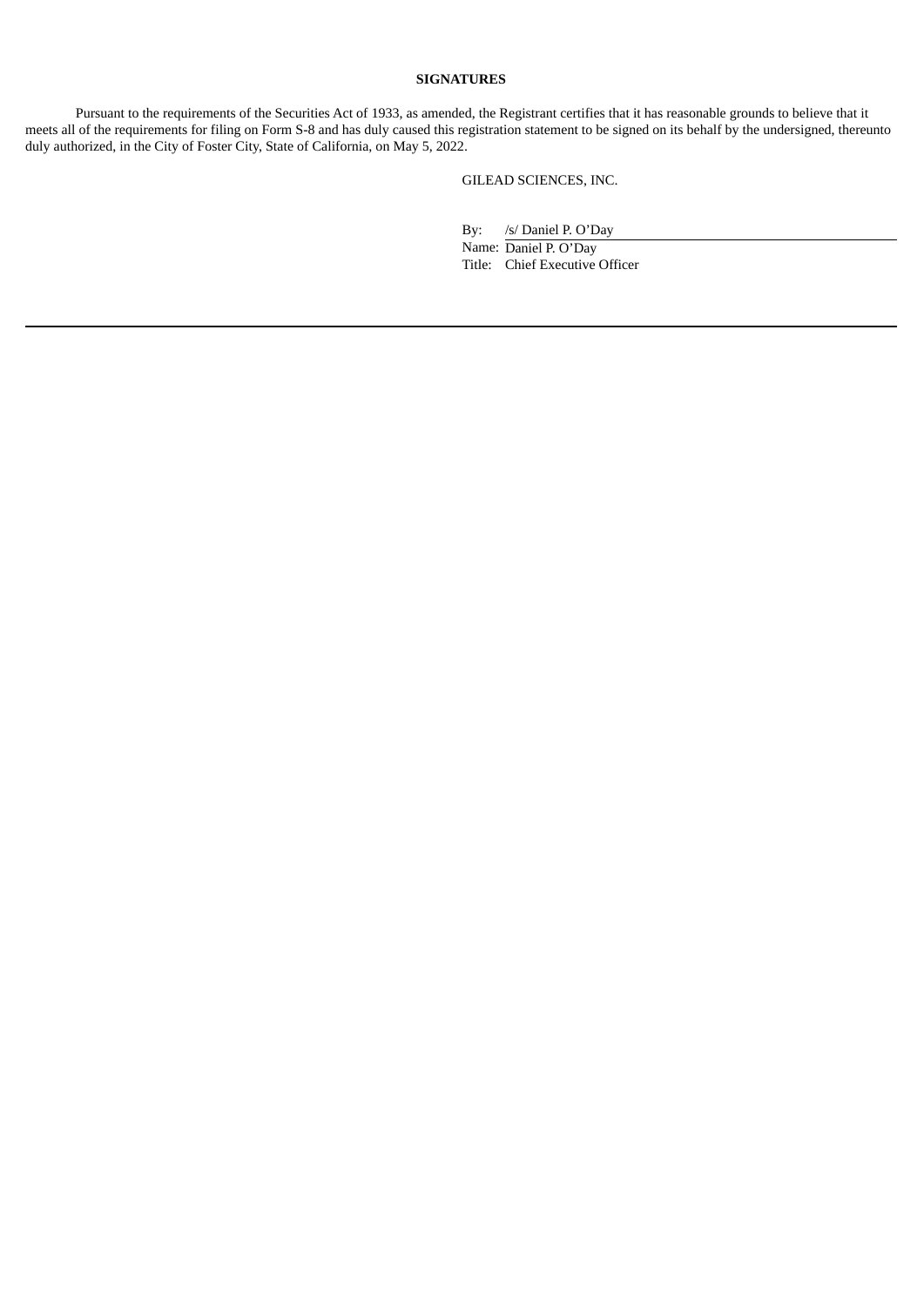**SIGNATURES**

Pursuant to the requirements of the Securities Act of 1933, as amended, the Registrant certifies that it has reasonable grounds to believe that it meets all of the requirements for filing on Form S-8 and has duly caused this registration statement to be signed on its behalf by the undersigned, thereunto duly authorized, in the City of Foster City, State of California, on May 5, 2022.

GILEAD SCIENCES, INC.

By: /s/ Daniel P. O’Day

Name: Daniel P. O’Day

Title: Chief Executive Officer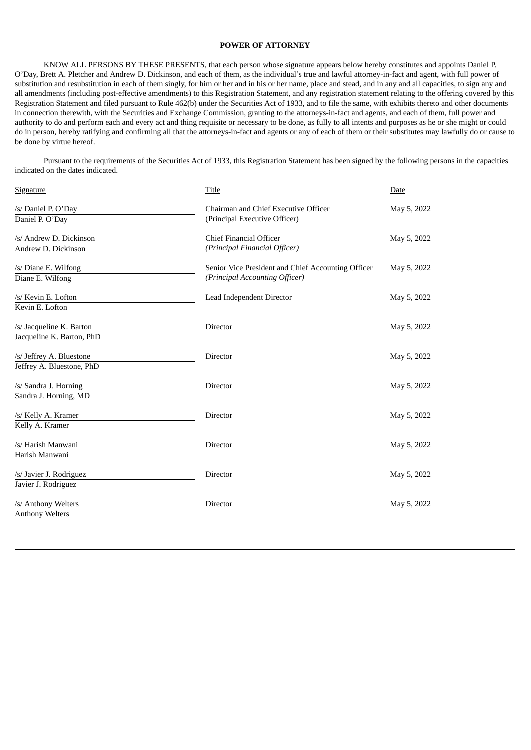**POWER OF ATTORNEY**

KNOW ALL PERSONS BY THESE PRESENTS, that each person whose signature appears below hereby constitutes and appoints Daniel P. O'Day, Brett A. Pletcher and Andrew D. Dickinson, and each of them, as the individual's true and lawful attorney-in-fact and agent, with full power of substitution and resubstitution in each of them singly, for him or her and in his or her name, place and stead, and in any and all capacities, to sign any and all amendments (including post-effective amendments) to this Registration Statement, and any registration statement relating to the offering covered by this Registration Statement and filed pursuant to Rule 462(b) under the Securities Act of 1933, and to file the same, with exhibits thereto and other documents in connection therewith, with the Securities and Exchange Commission, granting to the attorneys-in-fact and agents, and each of them, full power and authority to do and perform each and every act and thing requisite or necessary to be done, as fully to all intents and purposes as he or she might or could do in person, hereby ratifying and confirming all that the attorneys-in-fact and agents or any of each of them or their substitutes may lawfully do or cause to be done by virtue hereof.

Pursuant to the requirements of the Securities Act of 1933, this Registration Statement has been signed by the following persons in the capacities indicated on the dates indicated.

| Signature | Title | Date |
|---|---|---|
| /s/ Daniel P. O'Day<br>Daniel P. O'Day | Chairman and Chief Executive Officer<br>(Principal Executive Officer) | May 5, 2022 |
| /s/ Andrew D. Dickinson<br>Andrew D. Dickinson | Chief Financial Officer<br>*(Principal Financial Officer)* | May 5, 2022 |
| /s/ Diane E. Wilfong<br>Diane E. Wilfong | Senior Vice President and Chief Accounting Officer<br>*(Principal Accounting Officer)* | May 5, 2022 |
| /s/ Kevin E. Lofton<br>Kevin E. Lofton | Lead Independent Director | May 5, 2022 |
| /s/ Jacqueline K. Barton<br>Jacqueline K. Barton, PhD | Director | May 5, 2022 |
| /s/ Jeffrey A. Bluestone<br>Jeffrey A. Bluestone, PhD | Director | May 5, 2022 |
| /s/ Sandra J. Horning<br>Sandra J. Horning, MD | Director | May 5, 2022 |
| /s/ Kelly A. Kramer<br>Kelly A. Kramer | Director | May 5, 2022 |
| /s/ Harish Manwani<br>Harish Manwani | Director | May 5, 2022 |
| /s/ Javier J. Rodriguez<br>Javier J. Rodriguez | Director | May 5, 2022 |
| /s/ Anthony Welters<br>Anthony Welters | Director | May 5, 2022 |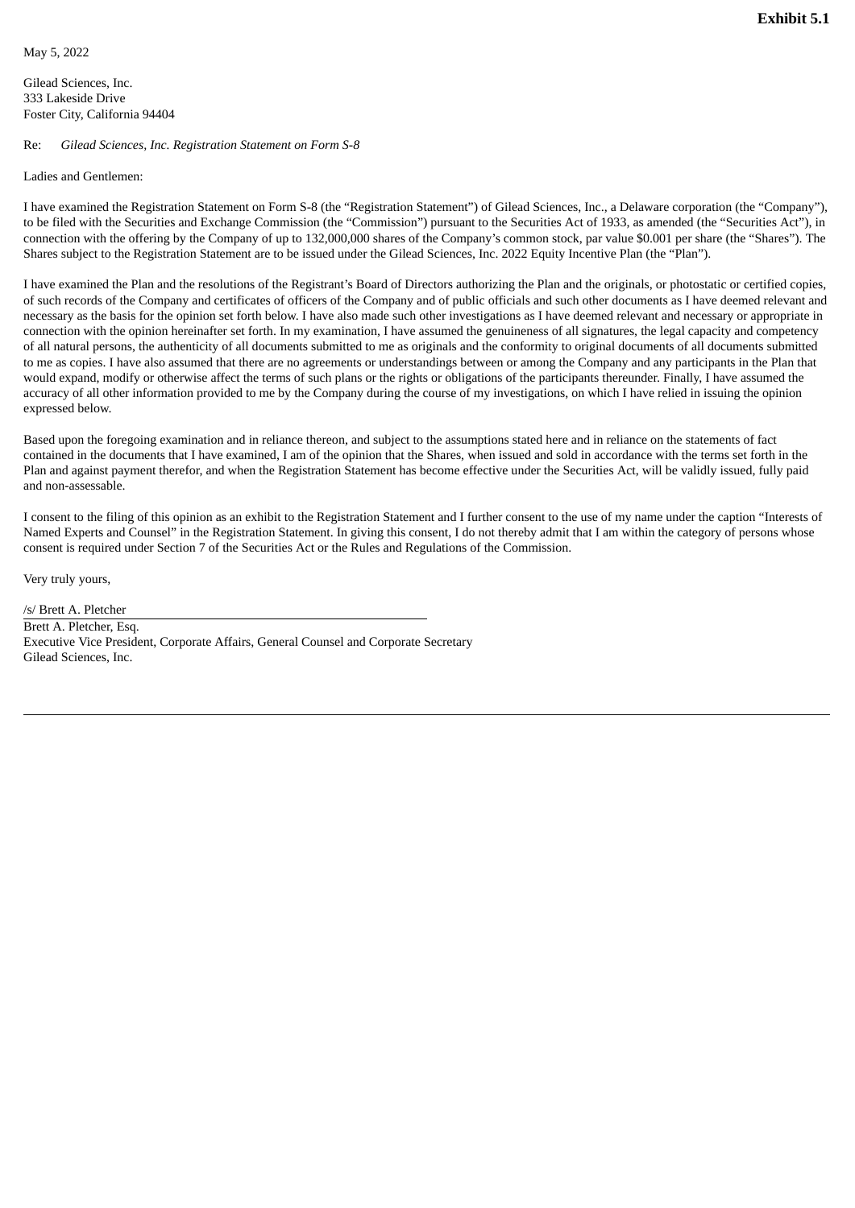**Exhibit 5.1**

May 5, 2022

Gilead Sciences, Inc.
333 Lakeside Drive
Foster City, California 94404

Re: *Gilead Sciences, Inc. Registration Statement on Form S-8*

Ladies and Gentlemen:

I have examined the Registration Statement on Form S-8 (the "Registration Statement") of Gilead Sciences, Inc., a Delaware corporation (the "Company"), to be filed with the Securities and Exchange Commission (the "Commission") pursuant to the Securities Act of 1933, as amended (the "Securities Act"), in connection with the offering by the Company of up to 132,000,000 shares of the Company's common stock, par value $0.001 per share (the "Shares"). The Shares subject to the Registration Statement are to be issued under the Gilead Sciences, Inc. 2022 Equity Incentive Plan (the "Plan").

I have examined the Plan and the resolutions of the Registrant's Board of Directors authorizing the Plan and the originals, or photostatic or certified copies, of such records of the Company and certificates of officers of the Company and of public officials and such other documents as I have deemed relevant and necessary as the basis for the opinion set forth below. I have also made such other investigations as I have deemed relevant and necessary or appropriate in connection with the opinion hereinafter set forth. In my examination, I have assumed the genuineness of all signatures, the legal capacity and competency of all natural persons, the authenticity of all documents submitted to me as originals and the conformity to original documents of all documents submitted to me as copies. I have also assumed that there are no agreements or understandings between or among the Company and any participants in the Plan that would expand, modify or otherwise affect the terms of such plans or the rights or obligations of the participants thereunder. Finally, I have assumed the accuracy of all other information provided to me by the Company during the course of my investigations, on which I have relied in issuing the opinion expressed below.

Based upon the foregoing examination and in reliance thereon, and subject to the assumptions stated here and in reliance on the statements of fact contained in the documents that I have examined, I am of the opinion that the Shares, when issued and sold in accordance with the terms set forth in the Plan and against payment therefor, and when the Registration Statement has become effective under the Securities Act, will be validly issued, fully paid and non-assessable.

I consent to the filing of this opinion as an exhibit to the Registration Statement and I further consent to the use of my name under the caption "Interests of Named Experts and Counsel" in the Registration Statement. In giving this consent, I do not thereby admit that I am within the category of persons whose consent is required under Section 7 of the Securities Act or the Rules and Regulations of the Commission.

Very truly yours,

/s/ Brett A. Pletcher

Brett A. Pletcher, Esq.
Executive Vice President, Corporate Affairs, General Counsel and Corporate Secretary
Gilead Sciences, Inc.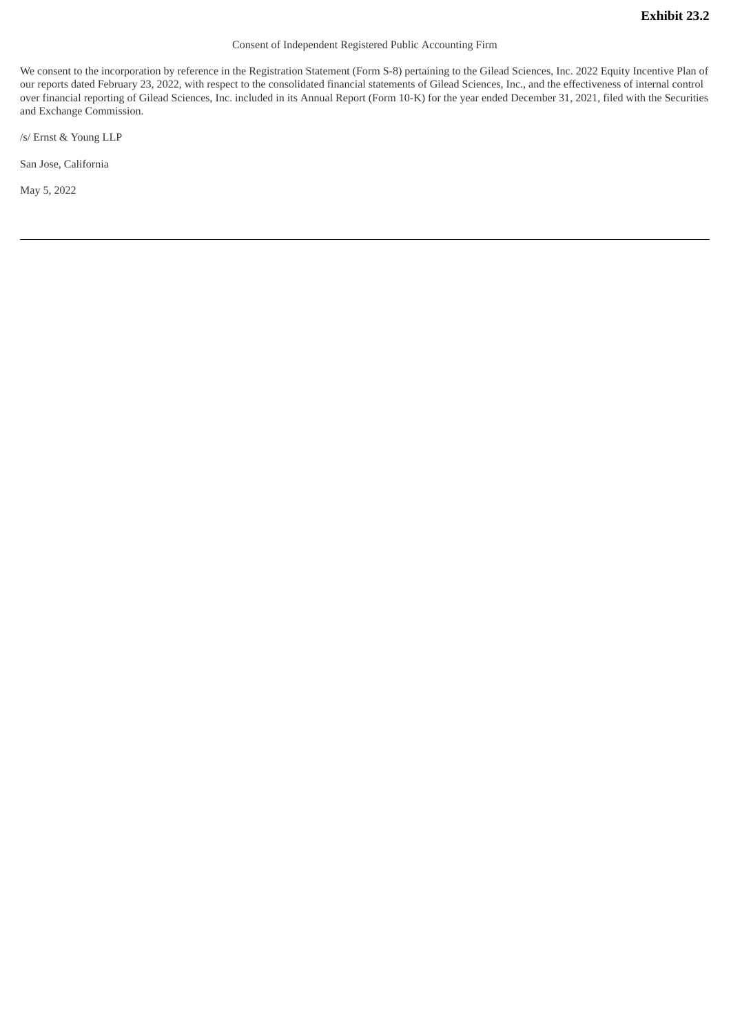**Exhibit 23.2**

Consent of Independent Registered Public Accounting Firm

We consent to the incorporation by reference in the Registration Statement (Form S-8) pertaining to the Gilead Sciences, Inc. 2022 Equity Incentive Plan of our reports dated February 23, 2022, with respect to the consolidated financial statements of Gilead Sciences, Inc., and the effectiveness of internal control over financial reporting of Gilead Sciences, Inc. included in its Annual Report (Form 10-K) for the year ended December 31, 2021, filed with the Securities and Exchange Commission.

/s/ Ernst & Young LLP

San Jose, California

May 5, 2022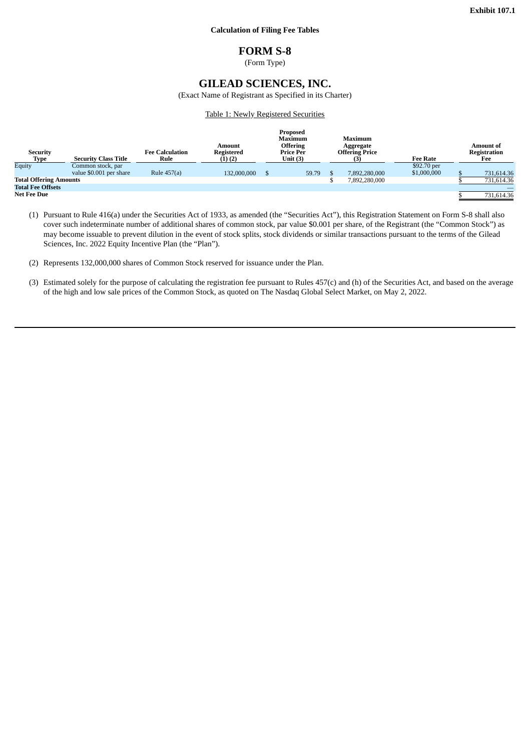**Exhibit 107.1**

**Calculation of Filing Fee Tables**

# FORM S-8

(Form Type)

# GILEAD SCIENCES, INC.

(Exact Name of Registrant as Specified in its Charter)

Table 1: Newly Registered Securities

| Security Type | Security Class Title | Fee Calculation Rule | Amount Registered (1) (2) | Proposed Maximum Offering Price Per Unit (3) | Maximum Aggregate Offering Price (3) | Fee Rate | Amount of Registration Fee |
|---|---|---|---|---|---|---|---|
| Equity | Common stock, par value $0.001 per share | Rule 457(a) | 132,000,000 | $ 59.79 | $ 7,892,280,000 | $92.70 per $1,000,000 | $ 731,614.36 |
| **Total Offering Amounts** | | | | | $ 7,892,280,000 | | $ 731,614.36 |
| **Total Fee Offsets** | | | | | | | — |
| **Net Fee Due** | | | | | | | $ 731,614.36 |

(1) Pursuant to Rule 416(a) under the Securities Act of 1933, as amended (the "Securities Act"), this Registration Statement on Form S-8 shall also cover such indeterminate number of additional shares of common stock, par value $0.001 per share, of the Registrant (the "Common Stock") as may become issuable to prevent dilution in the event of stock splits, stock dividends or similar transactions pursuant to the terms of the Gilead Sciences, Inc. 2022 Equity Incentive Plan (the "Plan").

(2) Represents 132,000,000 shares of Common Stock reserved for issuance under the Plan.

(3) Estimated solely for the purpose of calculating the registration fee pursuant to Rules 457(c) and (h) of the Securities Act, and based on the average of the high and low sale prices of the Common Stock, as quoted on The Nasdaq Global Select Market, on May 2, 2022.